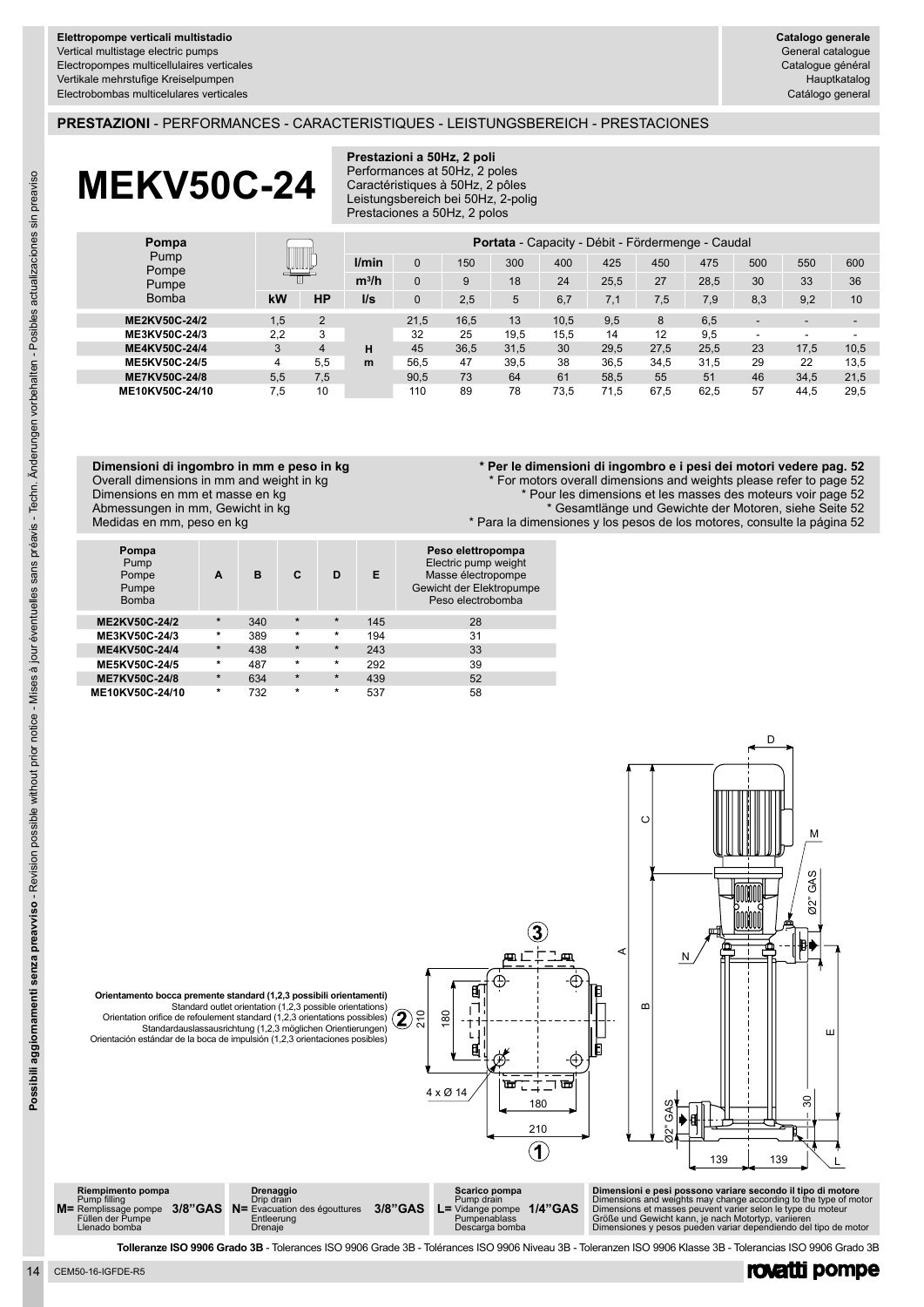**Elettropompe verticali multistadio**
Vertical multistage electric pumps
Electropompes multicellulaires verticales
Vertikale mehrstufige Kreiselpumpen
Electrobombas multicelulares verticales

**Catalogo generale**
General catalogue
Catalogue général
Hauptkatalog
Catálogo general

## PRESTAZIONI - PERFORMANCES - CARACTERISTIQUES - LEISTUNGSBEREICH - PRESTACIONES

# MEKV50C-24

**Prestazioni a 50Hz, 2 poli**
Performances at 50Hz, 2 poles
Caractéristiques à 50Hz, 2 pôles
Leistungsbereich bei 50Hz, 2-polig
Prestaciones a 50Hz, 2 polos

| Pompa / Pump / Pompe / Pumpe / Bomba | kW | HP | | **Portata** - Capacity - Débit - Férdermenge - Caudal | | | | | | | | | |
|---|---|---|---|---|---|---|---|---|---|---|---|---|---|
| | | | l/min | 0 | 150 | 300 | 400 | 425 | 450 | 475 | 500 | 550 | 600 |
| | | | m³/h | 0 | 9 | 18 | 24 | 25,5 | 27 | 28,5 | 30 | 33 | 36 |
| | | | l/s | 0 | 2,5 | 5 | 6,7 | 7,1 | 7,5 | 7,9 | 8,3 | 9,2 | 10 |
| **ME2KV50C-24/2** | 1,5 | 2 | H m | 21,5 | 16,5 | 13 | 10,5 | 9,5 | 8 | 6,5 | - | - | - |
| **ME3KV50C-24/3** | 2,2 | 3 | H m | 32 | 25 | 19,5 | 15,5 | 14 | 12 | 9,5 | - | - | - |
| **ME4KV50C-24/4** | 3 | 4 | H m | 45 | 36,5 | 31,5 | 30 | 29,5 | 27,5 | 25,5 | 23 | 17,5 | 10,5 |
| **ME5KV50C-24/5** | 4 | 5,5 | H m | 56,5 | 47 | 39,5 | 38 | 36,5 | 34,5 | 31,5 | 29 | 22 | 13,5 |
| **ME7KV50C-24/8** | 5,5 | 7,5 | H m | 90,5 | 73 | 64 | 61 | 58,5 | 55 | 51 | 46 | 34,5 | 21,5 |
| **ME10KV50C-24/10** | 7,5 | 10 | H m | 110 | 89 | 78 | 73,5 | 71,5 | 67,5 | 62,5 | 57 | 44,5 | 29,5 |

**Dimensioni di ingombro in mm e peso in kg**
Overall dimensions in mm and weight in kg
Dimensions en mm et masse en kg
Abmessungen in mm, Gewicht in kg
Medidas en mm, peso en kg

**\* Per le dimensioni di ingombro e i pesi dei motori vedere pag. 52**
\* For motors overall dimensions and weights please refer to page 52
\* Pour les dimensions et les masses des moteurs voir page 52
\* Gesamtlänge und Gewichte der Motoren, siehe Seite 52
\* Para la dimensiones y los pesos de los motores, consulte la página 52

| Pompa / Pump / Pompe / Pumpe / Bomba | A | B | C | D | E | Peso elettropompa / Electric pump weight / Masse électropompe / Gewicht der Elektropumpe / Peso electrobomba |
|---|---|---|---|---|---|---|
| **ME2KV50C-24/2** | * | 340 | * | * | 145 | 28 |
| **ME3KV50C-24/3** | * | 389 | * | * | 194 | 31 |
| **ME4KV50C-24/4** | * | 438 | * | * | 243 | 33 |
| **ME5KV50C-24/5** | * | 487 | * | * | 292 | 39 |
| **ME7KV50C-24/8** | * | 634 | * | * | 439 | 52 |
| **ME10KV50C-24/10** | * | 732 | * | * | 537 | 58 |

**Orientamento bocca premente standard (1,2,3 possibili orientamenti)**
Standard outlet orientation (1,2,3 possible orientations)
Orientation orifice de refoulement standard (1,2,3 orientations possibles)
Standardauslassausrichtung (1,2,3 möglichen Orientierungen)
Orientación estándar de la boca de impulsión (1,2,3 orientaciones posibles)

**M=** Riempimento pompa / Pump filling / Remplissage pompe / Füllen der Pumpe / Llenado bomba **3/8"GAS**

**N=** Drenaggio / Drip drain / Evacuation des égouttures / Entleerung / Drenaje **3/8"GAS**

**L=** Scarico pompa / Pump drain / Vidange pompe / Pumpenablass / Descarga bomba **1/4"GAS**

**Dimensioni e pesi possono variare secondo il tipo di motore**
Dimensions and weights may change according to the type of motor
Dimensions et masses peuvent varier selon le type du moteur
Größe und Gewicht kann, je nach Motortyp, variieren
Dimensiones y pesos pueden variar dependiendo del tipo de motor

**Tolleranze ISO 9906 Grado 3B** - Tolerances ISO 9906 Grade 3B - Tolérances ISO 9906 Niveau 3B - Toleranzen ISO 9906 Klasse 3B - Tolerancias ISO 9906 Grado 3B

**Possibili aggiornamenti senza preavviso** - Revision possible without prior notice - Mises à jour éventuelles sans préavis - Techn. Änderungen vorbehalten - Posibles actualizaciones sin preaviso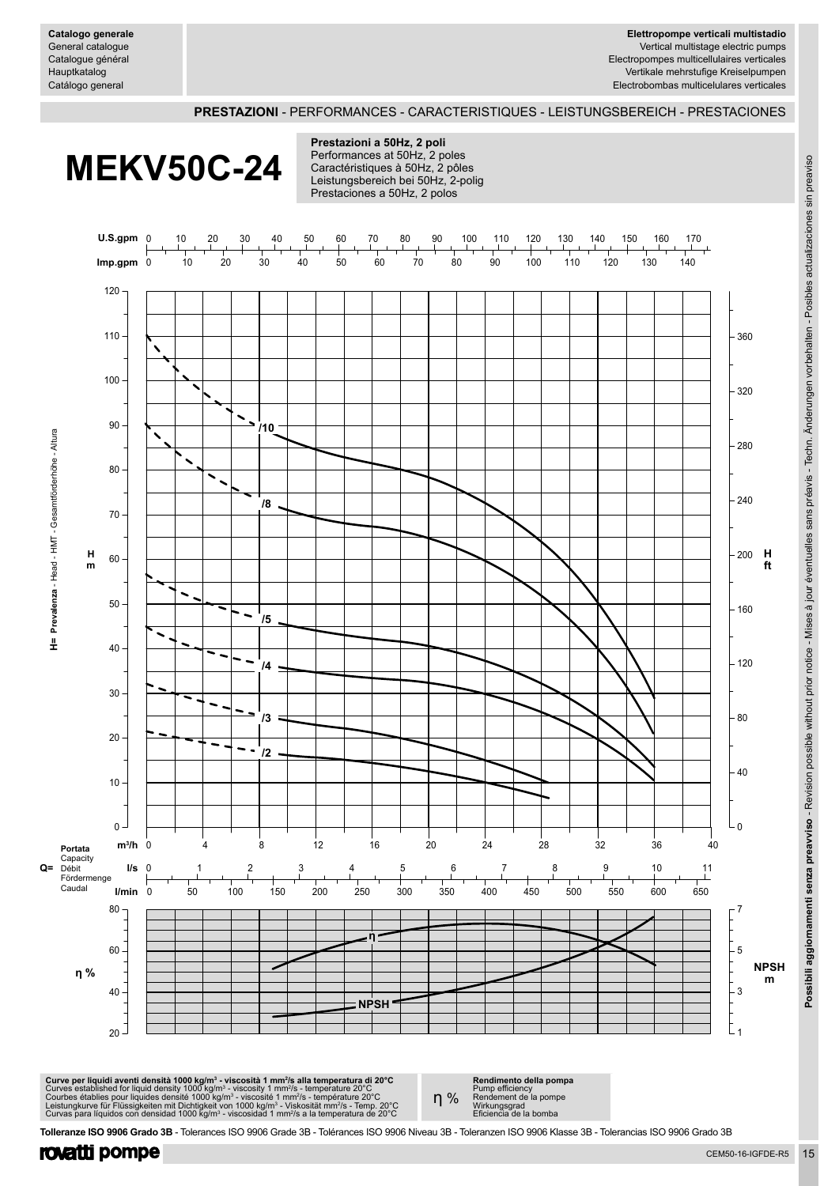**Catalogo generale**
General catalogue
Catalogue général
Hauptkatalog
Catálogo general

**Elettropompe verticali multistadio**
Vertical multistage electric pumps
Electropompes multicellulaires verticales
Vertikale mehrstufige Kreiselpumpen
Electrobombas multicelulares verticales

**PRESTAZIONI** - PERFORMANCES - CARACTERISTIQUES - LEISTUNGSBEREICH - PRESTACIONES

# MEKV50C-24

**Prestazioni a 50Hz, 2 poli**
Performances at 50Hz, 2 poles
Caractéristiques à 50Hz, 2 pôles
Leistungsbereich bei 50Hz, 2-polig
Prestaciones a 50Hz, 2 polos

U.S.gpm 0 10 20 30 40 50 60 70 80 90 100 110 120 130 140 150 160 170

Imp.gpm 0 10 20 30 40 50 60 70 80 90 100 110 120 130 140

H= **Prevalenza** - Head - HMT - Gesamtförderhöhe - Altura

H m: 0 10 20 30 40 50 60 70 80 90 100 110 120

H ft: 0 40 80 120 160 200 240 280 320 360

/10 /8 /5 /4 /3 /2

Q= Portata - Capacity - Débit - Fördermenge - Caudal

m³/h 0 4 8 12 16 20 24 28 32 36 40

l/s 0 1 2 3 4 5 6 7 8 9 10 11

l/min 0 50 100 150 200 250 300 350 400 450 500 550 600 650

η % 20 40 60 80

NPSH m 1 3 5 7

η

NPSH

**Curve per liquidi aventi densità 1000 kg/m³ - viscosità 1 mm²/s alla temperatura di 20°C**
Curves established for liquid density 1000 kg/m³ - viscosity 1 mm²/s - temperature 20°C
Courbes établies pour liquides densité 1000 kg/m³ - viscosité 1 mm²/s - température 20°C
Leistungkurve für Flüssigkeiten mit Dichtigkeit von 1000 kg/m³ - Viskosität mm²/s - Temp. 20°C
Curvas para líquidos con densidad 1000 kg/m³ - viscosidad 1 mm²/s a la temperatura de 20°C

η %
**Rendimento della pompa**
Pump efficiency
Rendement de la pompe
Wirkungsgrad
Eficiencia de la bomba

**Tolleranze ISO 9906 Grado 3B** - Tolerances ISO 9906 Grade 3B - Tolérances ISO 9906 Niveau 3B - Toleranzen ISO 9906 Klasse 3B - Tolerancias ISO 9906 Grado 3B

**Possibili aggiornamenti senza preavviso** - Revision possible without prior notice - Mises à jour éventuelles sans préavis - Techn. Änderungen vorbehalten - Posibles actualizaciones sin preaviso

rovatti pompe

CEM50-16-IGFDE-R5